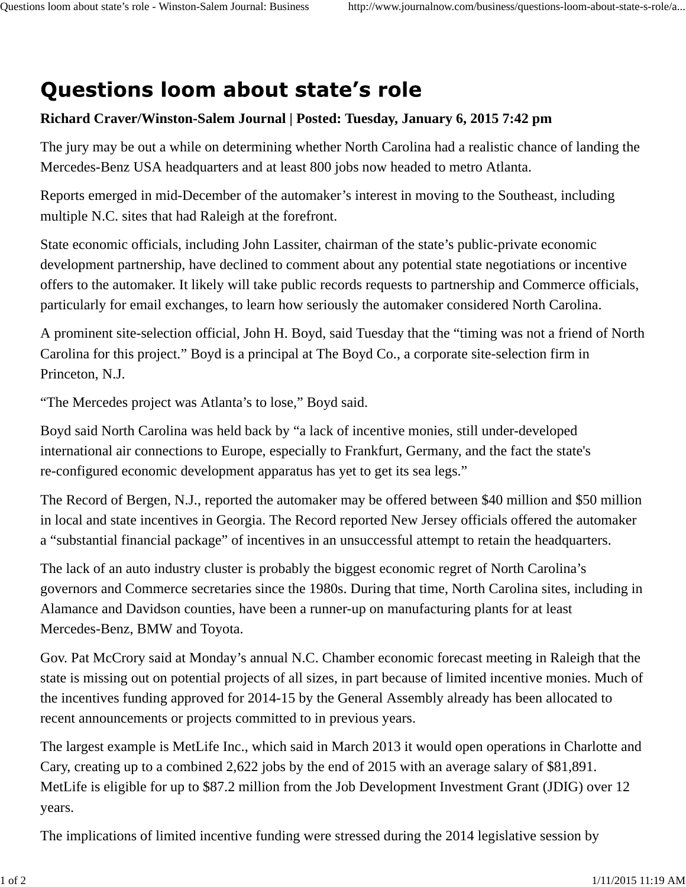# Questions loom about state's role

**Richard Craver/Winston-Salem Journal | Posted: Tuesday, January 6, 2015 7:42 pm**

The jury may be out a while on determining whether North Carolina had a realistic chance of landing the Mercedes-Benz USA headquarters and at least 800 jobs now headed to metro Atlanta.

Reports emerged in mid-December of the automaker's interest in moving to the Southeast, including multiple N.C. sites that had Raleigh at the forefront.

State economic officials, including John Lassiter, chairman of the state's public-private economic development partnership, have declined to comment about any potential state negotiations or incentive offers to the automaker. It likely will take public records requests to partnership and Commerce officials, particularly for email exchanges, to learn how seriously the automaker considered North Carolina.

A prominent site-selection official, John H. Boyd, said Tuesday that the "timing was not a friend of North Carolina for this project." Boyd is a principal at The Boyd Co., a corporate site-selection firm in Princeton, N.J.

"The Mercedes project was Atlanta's to lose," Boyd said.

Boyd said North Carolina was held back by "a lack of incentive monies, still under-developed international air connections to Europe, especially to Frankfurt, Germany, and the fact the state's re-configured economic development apparatus has yet to get its sea legs."

The Record of Bergen, N.J., reported the automaker may be offered between $40 million and $50 million in local and state incentives in Georgia. The Record reported New Jersey officials offered the automaker a "substantial financial package" of incentives in an unsuccessful attempt to retain the headquarters.

The lack of an auto industry cluster is probably the biggest economic regret of North Carolina's governors and Commerce secretaries since the 1980s. During that time, North Carolina sites, including in Alamance and Davidson counties, have been a runner-up on manufacturing plants for at least Mercedes-Benz, BMW and Toyota.

Gov. Pat McCrory said at Monday's annual N.C. Chamber economic forecast meeting in Raleigh that the state is missing out on potential projects of all sizes, in part because of limited incentive monies. Much of the incentives funding approved for 2014-15 by the General Assembly already has been allocated to recent announcements or projects committed to in previous years.

The largest example is MetLife Inc., which said in March 2013 it would open operations in Charlotte and Cary, creating up to a combined 2,622 jobs by the end of 2015 with an average salary of $81,891. MetLife is eligible for up to $87.2 million from the Job Development Investment Grant (JDIG) over 12 years.

The implications of limited incentive funding were stressed during the 2014 legislative session by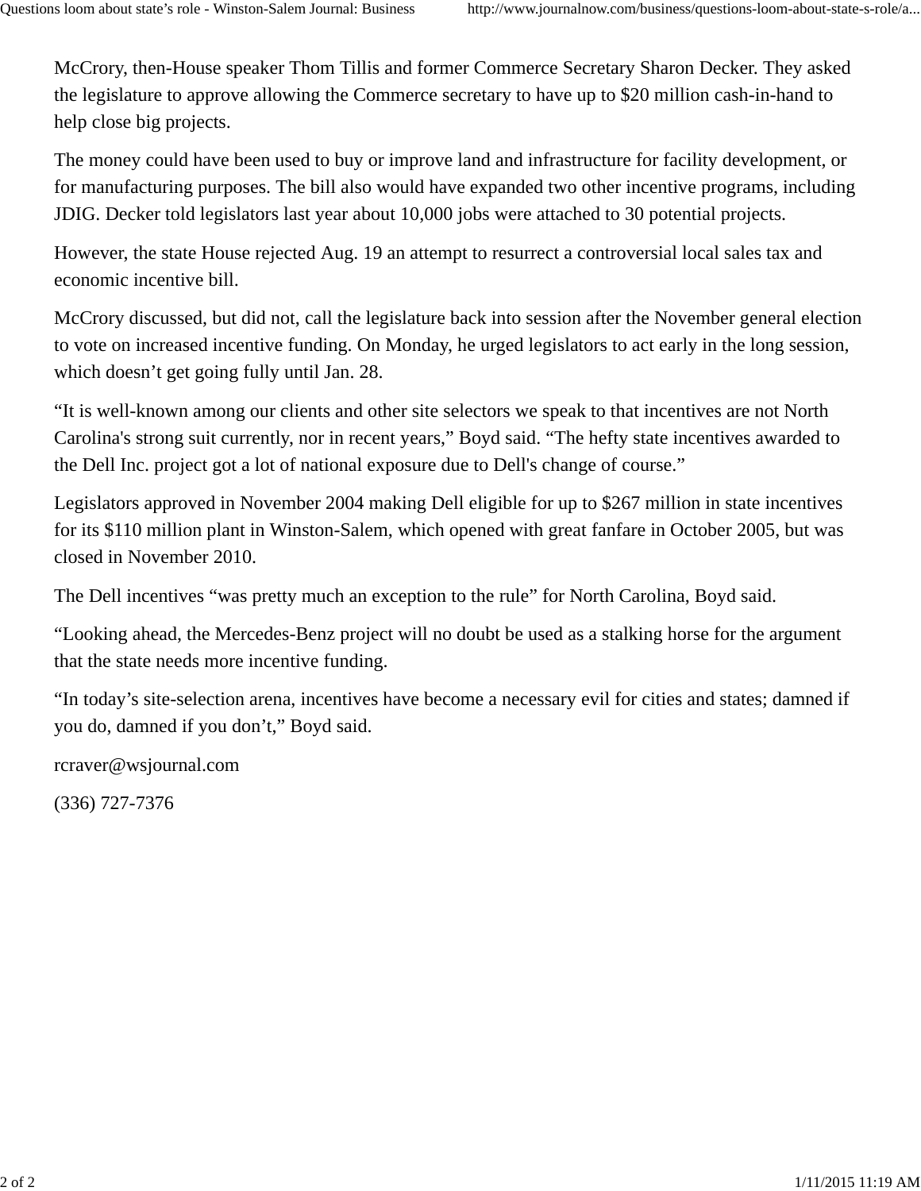McCrory, then-House speaker Thom Tillis and former Commerce Secretary Sharon Decker. They asked the legislature to approve allowing the Commerce secretary to have up to $20 million cash-in-hand to help close big projects.

The money could have been used to buy or improve land and infrastructure for facility development, or for manufacturing purposes. The bill also would have expanded two other incentive programs, including JDIG. Decker told legislators last year about 10,000 jobs were attached to 30 potential projects.

However, the state House rejected Aug. 19 an attempt to resurrect a controversial local sales tax and economic incentive bill.

McCrory discussed, but did not, call the legislature back into session after the November general election to vote on increased incentive funding. On Monday, he urged legislators to act early in the long session, which doesn't get going fully until Jan. 28.

"It is well-known among our clients and other site selectors we speak to that incentives are not North Carolina's strong suit currently, nor in recent years," Boyd said. "The hefty state incentives awarded to the Dell Inc. project got a lot of national exposure due to Dell's change of course."

Legislators approved in November 2004 making Dell eligible for up to $267 million in state incentives for its $110 million plant in Winston-Salem, which opened with great fanfare in October 2005, but was closed in November 2010.

The Dell incentives "was pretty much an exception to the rule" for North Carolina, Boyd said.

"Looking ahead, the Mercedes-Benz project will no doubt be used as a stalking horse for the argument that the state needs more incentive funding.

"In today's site-selection arena, incentives have become a necessary evil for cities and states; damned if you do, damned if you don't," Boyd said.

rcraver@wsjournal.com

(336) 727-7376